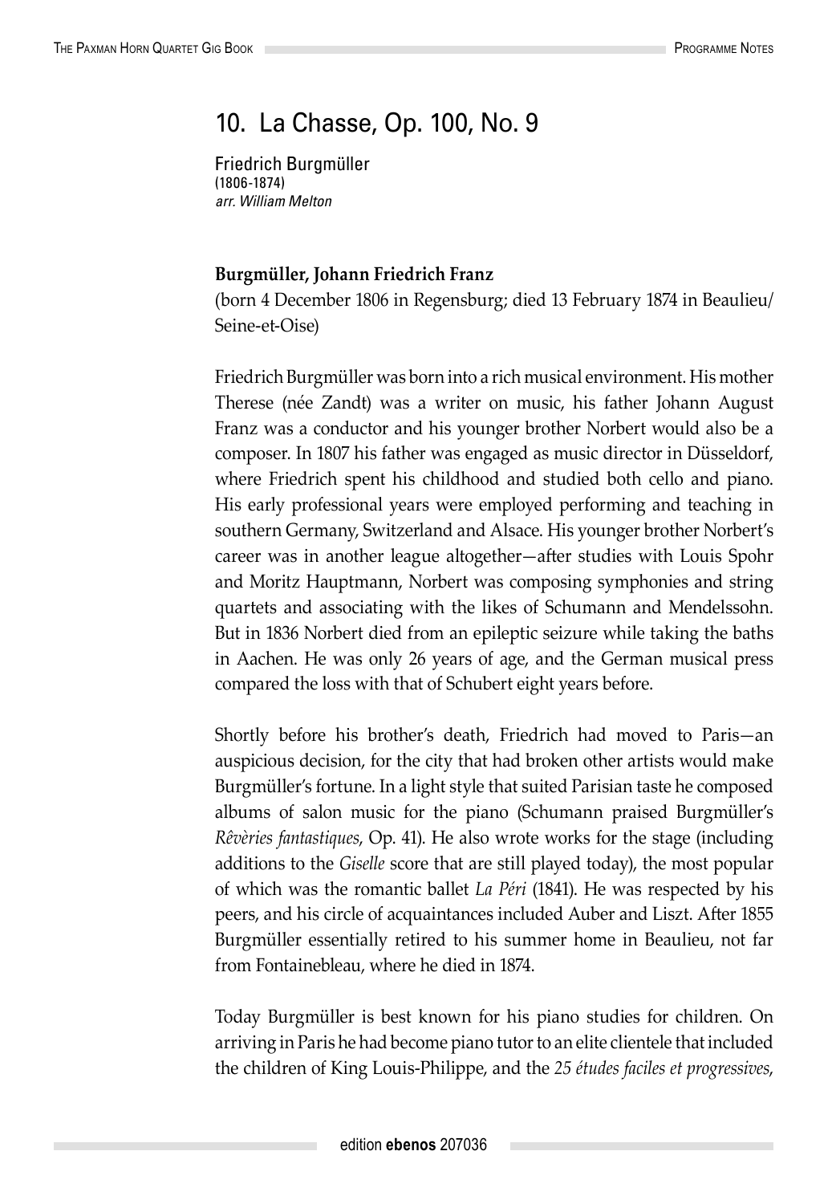## 10. La Chasse, Op. 100, No. 9

Friedrich Burgmüller
(1806-1874)
*arr. William Melton*

**Burgmüller, Johann Friedrich Franz**
(born 4 December 1806 in Regensburg; died 13 February 1874 in Beaulieu/ Seine-et-Oise)

Friedrich Burgmüller was born into a rich musical environment. His mother Therese (née Zandt) was a writer on music, his father Johann August Franz was a conductor and his younger brother Norbert would also be a composer. In 1807 his father was engaged as music director in Düsseldorf, where Friedrich spent his childhood and studied both cello and piano. His early professional years were employed performing and teaching in southern Germany, Switzerland and Alsace. His younger brother Norbert's career was in another league altogether—after studies with Louis Spohr and Moritz Hauptmann, Norbert was composing symphonies and string quartets and associating with the likes of Schumann and Mendelssohn. But in 1836 Norbert died from an epileptic seizure while taking the baths in Aachen. He was only 26 years of age, and the German musical press compared the loss with that of Schubert eight years before.

Shortly before his brother's death, Friedrich had moved to Paris—an auspicious decision, for the city that had broken other artists would make Burgmüller's fortune. In a light style that suited Parisian taste he composed albums of salon music for the piano (Schumann praised Burgmüller's *Rêvèries fantastiques*, Op. 41). He also wrote works for the stage (including additions to the *Giselle* score that are still played today), the most popular of which was the romantic ballet *La Péri* (1841). He was respected by his peers, and his circle of acquaintances included Auber and Liszt. After 1855 Burgmüller essentially retired to his summer home in Beaulieu, not far from Fontainebleau, where he died in 1874.

Today Burgmüller is best known for his piano studies for children. On arriving in Paris he had become piano tutor to an elite clientele that included the children of King Louis-Philippe, and the *25 études faciles et progressives*,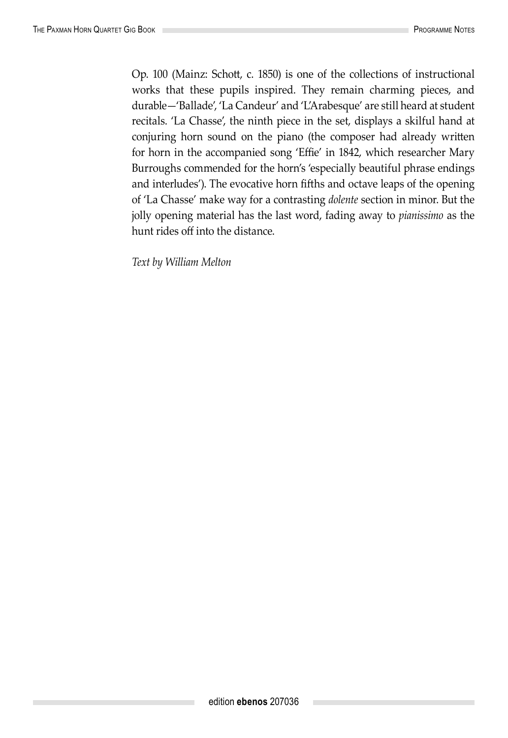Op. 100 (Mainz: Schott, c. 1850) is one of the collections of instructional works that these pupils inspired. They remain charming pieces, and durable—'Ballade', 'La Candeur' and 'L'Arabesque' are still heard at student recitals. 'La Chasse', the ninth piece in the set, displays a skilful hand at conjuring horn sound on the piano (the composer had already written for horn in the accompanied song 'Effie' in 1842, which researcher Mary Burroughs commended for the horn's 'especially beautiful phrase endings and interludes'). The evocative horn fifths and octave leaps of the opening of 'La Chasse' make way for a contrasting *dolente* section in minor. But the jolly opening material has the last word, fading away to *pianissimo* as the hunt rides off into the distance.

*Text by William Melton*